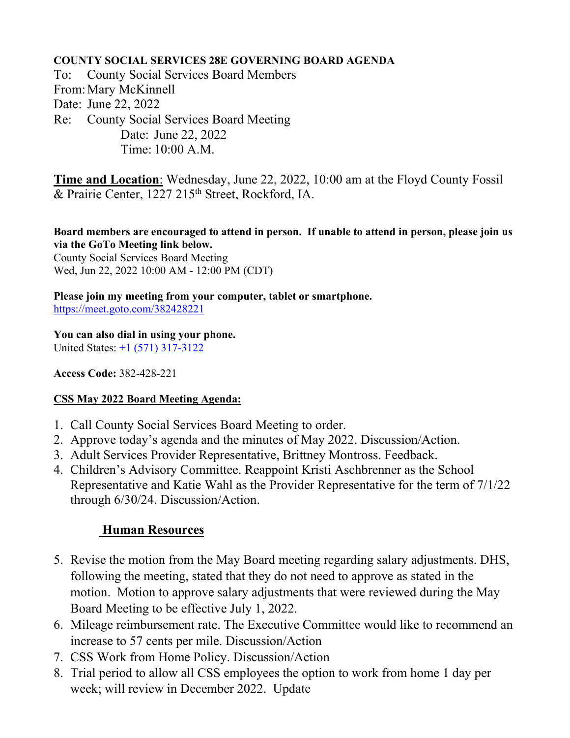**COUNTY SOCIAL SERVICES 28E GOVERNING BOARD AGENDA**

To: County Social Services Board Members
From: Mary McKinnell
Date: June 22, 2022
Re: County Social Services Board Meeting
Date: June 22, 2022
Time: 10:00 A.M.

**Time and Location**: Wednesday, June 22, 2022, 10:00 am at the Floyd County Fossil & Prairie Center, 1227 215th Street, Rockford, IA.

**Board members are encouraged to attend in person. If unable to attend in person, please join us via the GoTo Meeting link below.**
County Social Services Board Meeting
Wed, Jun 22, 2022 10:00 AM - 12:00 PM (CDT)

**Please join my meeting from your computer, tablet or smartphone.**
https://meet.goto.com/382428221

**You can also dial in using your phone.**
United States: +1 (571) 317-3122

**Access Code:** 382-428-221

**CSS May 2022 Board Meeting Agenda:**

1. Call County Social Services Board Meeting to order.
2. Approve today's agenda and the minutes of May 2022. Discussion/Action.
3. Adult Services Provider Representative, Brittney Montross. Feedback.
4. Children's Advisory Committee. Reappoint Kristi Aschbrenner as the School Representative and Katie Wahl as the Provider Representative for the term of 7/1/22 through 6/30/24. Discussion/Action.

## Human Resources

5. Revise the motion from the May Board meeting regarding salary adjustments. DHS, following the meeting, stated that they do not need to approve as stated in the motion. Motion to approve salary adjustments that were reviewed during the May Board Meeting to be effective July 1, 2022.
6. Mileage reimbursement rate. The Executive Committee would like to recommend an increase to 57 cents per mile. Discussion/Action
7. CSS Work from Home Policy. Discussion/Action
8. Trial period to allow all CSS employees the option to work from home 1 day per week; will review in December 2022. Update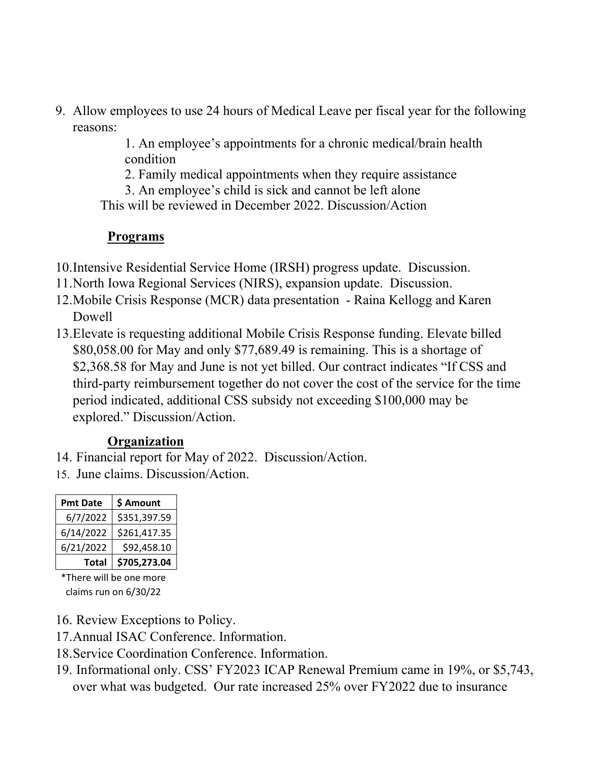9. Allow employees to use 24 hours of Medical Leave per fiscal year for the following reasons:

    1. An employee's appointments for a chronic medical/brain health condition
    2. Family medical appointments when they require assistance
    3. An employee's child is sick and cannot be left alone

    This will be reviewed in December 2022. Discussion/Action

**Programs**

10. Intensive Residential Service Home (IRSH) progress update. Discussion.
11. North Iowa Regional Services (NIRS), expansion update. Discussion.
12. Mobile Crisis Response (MCR) data presentation - Raina Kellogg and Karen Dowell
13. Elevate is requesting additional Mobile Crisis Response funding. Elevate billed $80,058.00 for May and only $77,689.49 is remaining. This is a shortage of $2,368.58 for May and June is not yet billed. Our contract indicates "If CSS and third-party reimbursement together do not cover the cost of the service for the time period indicated, additional CSS subsidy not exceeding $100,000 may be explored." Discussion/Action.

**Organization**

14. Financial report for May of 2022. Discussion/Action.
15. June claims. Discussion/Action.

| Pmt Date | $ Amount |
|---|---|
| 6/7/2022 | $351,397.59 |
| 6/14/2022 | $261,417.35 |
| 6/21/2022 | $92,458.10 |
| **Total** | **$705,273.04** |

*There will be one more claims run on 6/30/22

16. Review Exceptions to Policy.
17. Annual ISAC Conference. Information.
18. Service Coordination Conference. Information.
19. Informational only. CSS' FY2023 ICAP Renewal Premium came in 19%, or $5,743, over what was budgeted. Our rate increased 25% over FY2022 due to insurance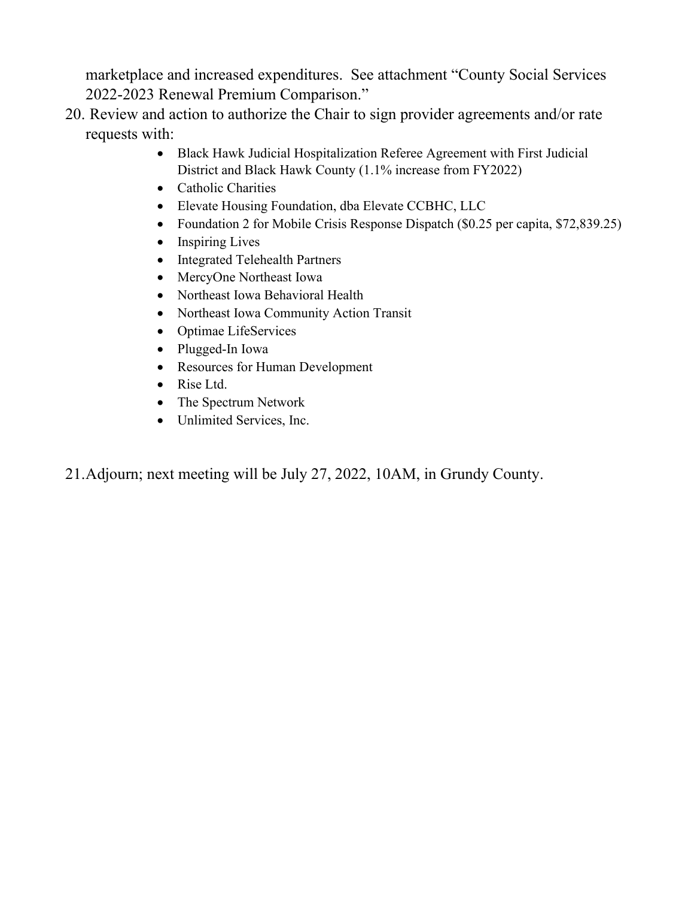marketplace and increased expenditures.  See attachment "County Social Services 2022-2023 Renewal Premium Comparison."

20. Review and action to authorize the Chair to sign provider agreements and/or rate requests with:
    - Black Hawk Judicial Hospitalization Referee Agreement with First Judicial District and Black Hawk County (1.1% increase from FY2022)
    - Catholic Charities
    - Elevate Housing Foundation, dba Elevate CCBHC, LLC
    - Foundation 2 for Mobile Crisis Response Dispatch ($0.25 per capita, $72,839.25)
    - Inspiring Lives
    - Integrated Telehealth Partners
    - MercyOne Northeast Iowa
    - Northeast Iowa Behavioral Health
    - Northeast Iowa Community Action Transit
    - Optimae LifeServices
    - Plugged-In Iowa
    - Resources for Human Development
    - Rise Ltd.
    - The Spectrum Network
    - Unlimited Services, Inc.

21. Adjourn; next meeting will be July 27, 2022, 10AM, in Grundy County.